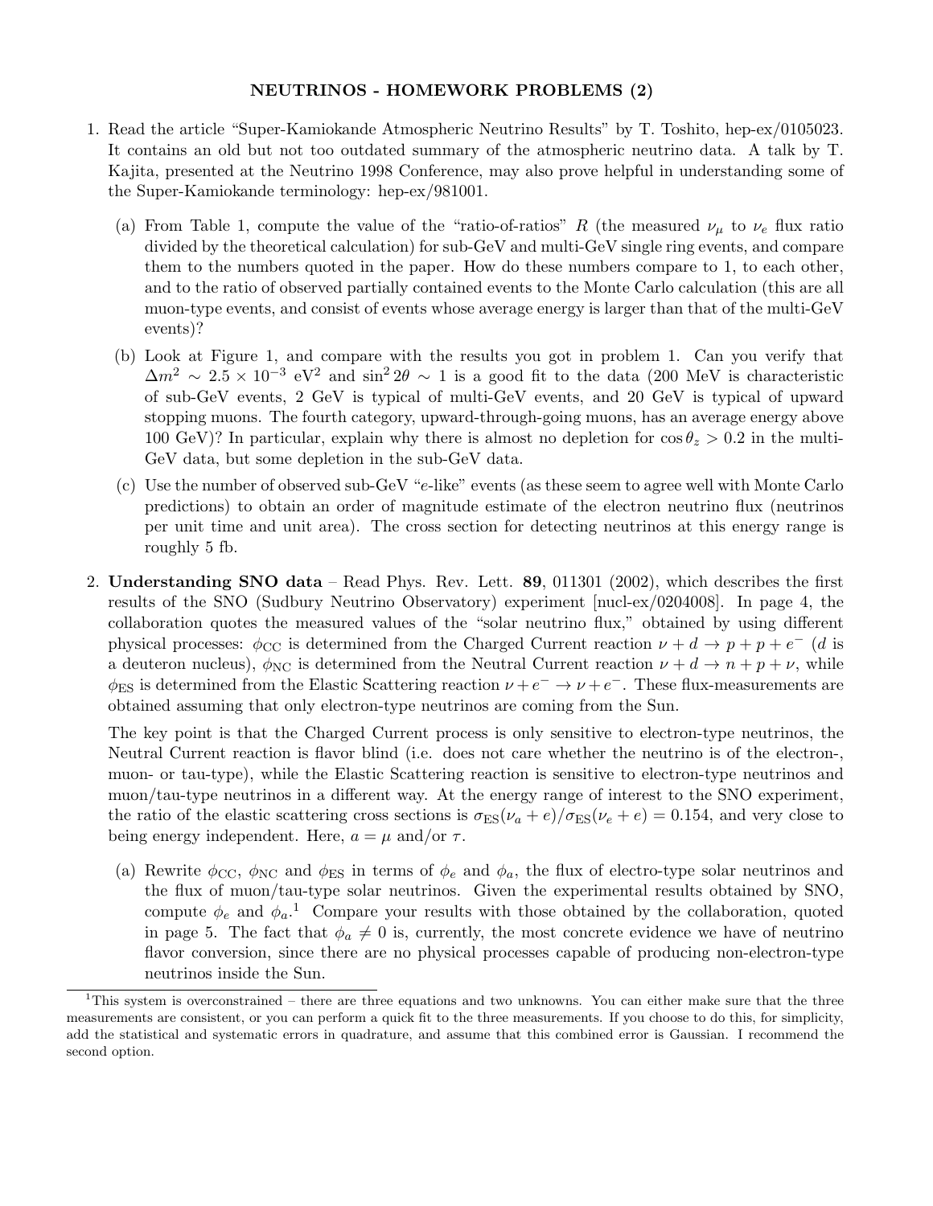# NEUTRINOS - HOMEWORK PROBLEMS (2)

1. Read the article "Super-Kamiokande Atmospheric Neutrino Results" by T. Toshito, hep-ex/0105023. It contains an old but not too outdated summary of the atmospheric neutrino data. A talk by T. Kajita, presented at the Neutrino 1998 Conference, may also prove helpful in understanding some of the Super-Kamiokande terminology: hep-ex/981001.

   (a) From Table 1, compute the value of the "ratio-of-ratios" $R$ (the measured $\nu_\mu$ to $\nu_e$ flux ratio divided by the theoretical calculation) for sub-GeV and multi-GeV single ring events, and compare them to the numbers quoted in the paper. How do these numbers compare to 1, to each other, and to the ratio of observed partially contained events to the Monte Carlo calculation (this are all muon-type events, and consist of events whose average energy is larger than that of the multi-GeV events)?

   (b) Look at Figure 1, and compare with the results you got in problem 1. Can you verify that $\Delta m^2 \sim 2.5 \times 10^{-3}$ eV$^2$ and $\sin^2 2\theta \sim 1$ is a good fit to the data (200 MeV is characteristic of sub-GeV events, 2 GeV is typical of multi-GeV events, and 20 GeV is typical of upward stopping muons. The fourth category, upward-through-going muons, has an average energy above 100 GeV)? In particular, explain why there is almost no depletion for $\cos\theta_z > 0.2$ in the multi-GeV data, but some depletion in the sub-GeV data.

   (c) Use the number of observed sub-GeV "$e$-like" events (as these seem to agree well with Monte Carlo predictions) to obtain an order of magnitude estimate of the electron neutrino flux (neutrinos per unit time and unit area). The cross section for detecting neutrinos at this energy range is roughly 5 fb.

2. **Understanding SNO data** – Read Phys. Rev. Lett. **89**, 011301 (2002), which describes the first results of the SNO (Sudbury Neutrino Observatory) experiment [nucl-ex/0204008]. In page 4, the collaboration quotes the measured values of the "solar neutrino flux," obtained by using different physical processes: $\phi_{\rm CC}$ is determined from the Charged Current reaction $\nu + d \to p + p + e^-$ ($d$ is a deuteron nucleus), $\phi_{\rm NC}$ is determined from the Neutral Current reaction $\nu + d \to n + p + \nu$, while $\phi_{\rm ES}$ is determined from the Elastic Scattering reaction $\nu + e^- \to \nu + e^-$. These flux-measurements are obtained assuming that only electron-type neutrinos are coming from the Sun.

   The key point is that the Charged Current process is only sensitive to electron-type neutrinos, the Neutral Current reaction is flavor blind (i.e. does not care whether the neutrino is of the electron-, muon- or tau-type), while the Elastic Scattering reaction is sensitive to electron-type neutrinos and muon/tau-type neutrinos in a different way. At the energy range of interest to the SNO experiment, the ratio of the elastic scattering cross sections is $\sigma_{\rm ES}(\nu_a + e)/\sigma_{\rm ES}(\nu_e + e) = 0.154$, and very close to being energy independent. Here, $a = \mu$ and/or $\tau$.

   (a) Rewrite $\phi_{\rm CC}$, $\phi_{\rm NC}$ and $\phi_{\rm ES}$ in terms of $\phi_e$ and $\phi_a$, the flux of electro-type solar neutrinos and the flux of muon/tau-type solar neutrinos. Given the experimental results obtained by SNO, compute $\phi_e$ and $\phi_a$.[1] Compare your results with those obtained by the collaboration, quoted in page 5. The fact that $\phi_a \neq 0$ is, currently, the most concrete evidence we have of neutrino flavor conversion, since there are no physical processes capable of producing non-electron-type neutrinos inside the Sun.

---

[1] This system is overconstrained – there are three equations and two unknowns. You can either make sure that the three measurements are consistent, or you can perform a quick fit to the three measurements. If you choose to do this, for simplicity, add the statistical and systematic errors in quadrature, and assume that this combined error is Gaussian. I recommend the second option.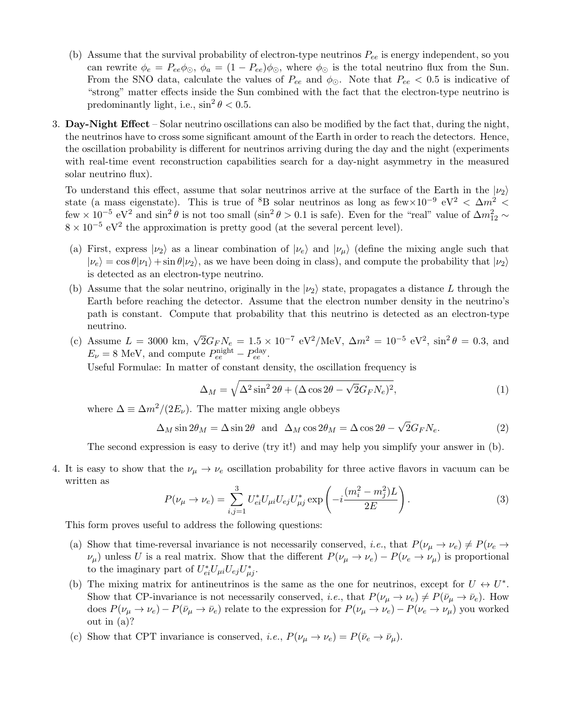(b) Assume that the survival probability of electron-type neutrinos $P_{ee}$ is energy independent, so you can rewrite $\phi_e = P_{ee}\phi_\odot$, $\phi_a = (1 - P_{ee})\phi_\odot$, where $\phi_\odot$ is the total neutrino flux from the Sun. From the SNO data, calculate the values of $P_{ee}$ and $\phi_\odot$. Note that $P_{ee} < 0.5$ is indicative of "strong" matter effects inside the Sun combined with the fact that the electron-type neutrino is predominantly light, i.e., $\sin^2\theta < 0.5$.

3. **Day-Night Effect** – Solar neutrino oscillations can also be modified by the fact that, during the night, the neutrinos have to cross some significant amount of the Earth in order to reach the detectors. Hence, the oscillation probability is different for neutrinos arriving during the day and the night (experiments with real-time event reconstruction capabilities search for a day-night asymmetry in the measured solar neutrino flux).

   To understand this effect, assume that solar neutrinos arrive at the surface of the Earth in the $|\nu_2\rangle$ state (a mass eigenstate). This is true of $^8$B solar neutrinos as long as few$\times 10^{-9}$ eV$^2$ $< \Delta m^2 <$ few $\times 10^{-5}$ eV$^2$ and $\sin^2\theta$ is not too small ($\sin^2\theta > 0.1$ is safe). Even for the "real" value of $\Delta m^2_{12} \sim 8 \times 10^{-5}$ eV$^2$ the approximation is pretty good (at the several percent level).

   (a) First, express $|\nu_2\rangle$ as a linear combination of $|\nu_e\rangle$ and $|\nu_\mu\rangle$ (define the mixing angle such that $|\nu_e\rangle = \cos\theta|\nu_1\rangle + \sin\theta|\nu_2\rangle$, as we have been doing in class), and compute the probability that $|\nu_2\rangle$ is detected as an electron-type neutrino.

   (b) Assume that the solar neutrino, originally in the $|\nu_2\rangle$ state, propagates a distance $L$ through the Earth before reaching the detector. Assume that the electron number density in the neutrino's path is constant. Compute that probability that this neutrino is detected as an electron-type neutrino.

   (c) Assume $L = 3000$ km, $\sqrt{2}G_F N_e = 1.5 \times 10^{-7}$ eV$^2$/MeV, $\Delta m^2 = 10^{-5}$ eV$^2$, $\sin^2\theta = 0.3$, and $E_\nu = 8$ MeV, and compute $P_{ee}^{\text{night}} - P_{ee}^{\text{day}}$.

   Useful Formulae: In matter of constant density, the oscillation frequency is

   $$\Delta_M = \sqrt{\Delta^2 \sin^2 2\theta + (\Delta\cos 2\theta - \sqrt{2}G_F N_e)^2}, \tag{1}$$

   where $\Delta \equiv \Delta m^2/(2E_\nu)$. The matter mixing angle obbeys

   $$\Delta_M \sin 2\theta_M = \Delta\sin 2\theta \quad \text{and} \quad \Delta_M \cos 2\theta_M = \Delta\cos 2\theta - \sqrt{2}G_F N_e. \tag{2}$$

   The second expression is easy to derive (try it!) and may help you simplify your answer in (b).

4. It is easy to show that the $\nu_\mu \to \nu_e$ oscillation probability for three active flavors in vacuum can be written as

   $$P(\nu_\mu \to \nu_e) = \sum_{i,j=1}^{3} U^*_{ei}U_{\mu i}U_{ej}U^*_{\mu j}\exp\left(-i\frac{(m_i^2 - m_j^2)L}{2E}\right). \tag{3}$$

   This form proves useful to address the following questions:

   (a) Show that time-reversal invariance is not necessarily conserved, *i.e.*, that $P(\nu_\mu \to \nu_e) \neq P(\nu_e \to \nu_\mu)$ unless $U$ is a real matrix. Show that the different $P(\nu_\mu \to \nu_e) - P(\nu_e \to \nu_\mu)$ is proportional to the imaginary part of $U^*_{ei}U_{\mu i}U_{ej}U^*_{\mu j}$.

   (b) The mixing matrix for antineutrinos is the same as the one for neutrinos, except for $U \leftrightarrow U^*$. Show that CP-invariance is not necessarily conserved, *i.e.*, that $P(\nu_\mu \to \nu_e) \neq P(\bar{\nu}_\mu \to \bar{\nu}_e)$. How does $P(\nu_\mu \to \nu_e) - P(\bar{\nu}_\mu \to \bar{\nu}_e)$ relate to the expression for $P(\nu_\mu \to \nu_e) - P(\nu_e \to \nu_\mu)$ you worked out in (a)?

   (c) Show that CPT invariance is conserved, *i.e.*, $P(\nu_\mu \to \nu_e) = P(\bar{\nu}_e \to \bar{\nu}_\mu)$.